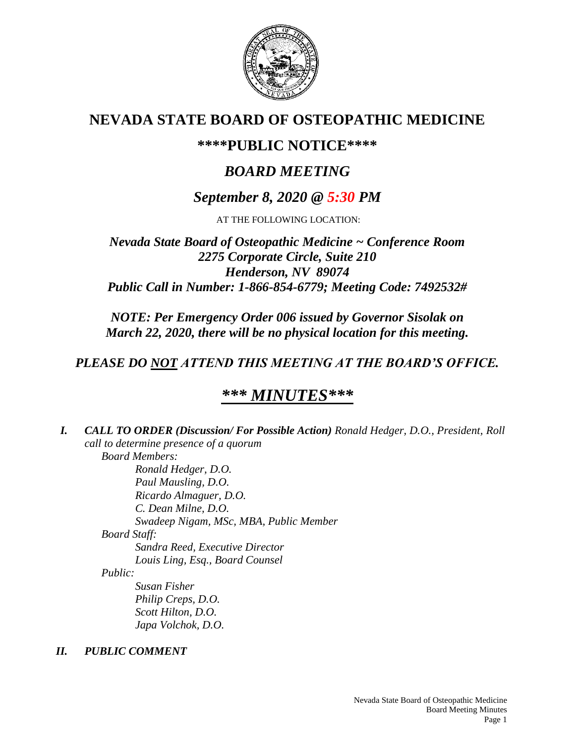# NEVADA STATE BOARD OF OSTEOPATHIC MEDICINE

## \*\*\*\*PUBLIC NOTICE\*\*\*\*

## *BOARD MEETING*

## *September 8, 2020 @ 5:30 PM*

AT THE FOLLOWING LOCATION:

***Nevada State Board of Osteopathic Medicine ~ Conference Room***
***2275 Corporate Circle, Suite 210***
***Henderson, NV 89074***
***Public Call in Number: 1-866-854-6779; Meeting Code: 7492532#***

***NOTE: Per Emergency Order 006 issued by Governor Sisolak on March 22, 2020, there will be no physical location for this meeting.***

***PLEASE DO NOT ATTEND THIS MEETING AT THE BOARD'S OFFICE.***

## ***\*\*\* MINUTES\*\*\****

***I. CALL TO ORDER (Discussion/ For Possible Action)*** *Ronald Hedger, D.O., President, Roll call to determine presence of a quorum*

*Board Members:*
- *Ronald Hedger, D.O.*
- *Paul Mausling, D.O.*
- *Ricardo Almaguer, D.O.*
- *C. Dean Milne, D.O.*
- *Swadeep Nigam, MSc, MBA, Public Member*

*Board Staff:*
- *Sandra Reed, Executive Director*
- *Louis Ling, Esq., Board Counsel*

*Public:*
- *Susan Fisher*
- *Philip Creps, D.O.*
- *Scott Hilton, D.O.*
- *Japa Volchok, D.O.*

***II. PUBLIC COMMENT***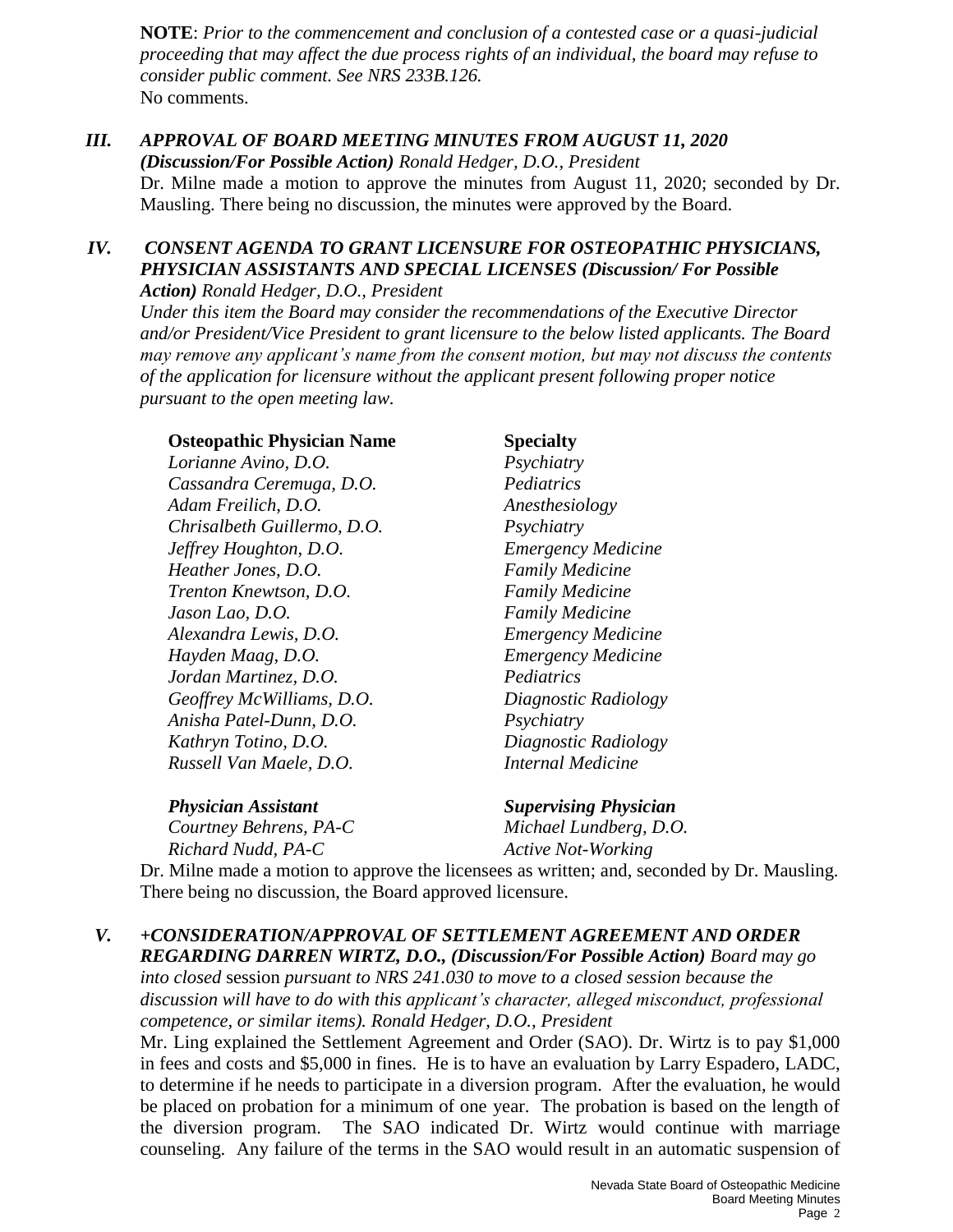**NOTE**: *Prior to the commencement and conclusion of a contested case or a quasi-judicial proceeding that may affect the due process rights of an individual, the board may refuse to consider public comment. See NRS 233B.126.*
No comments.

### *III. APPROVAL OF BOARD MEETING MINUTES FROM AUGUST 11, 2020 (Discussion/For Possible Action)* *Ronald Hedger, D.O., President*

Dr. Milne made a motion to approve the minutes from August 11, 2020; seconded by Dr. Mausling. There being no discussion, the minutes were approved by the Board.

### *IV. CONSENT AGENDA TO GRANT LICENSURE FOR OSTEOPATHIC PHYSICIANS, PHYSICIAN ASSISTANTS AND SPECIAL LICENSES (Discussion/ For Possible Action)* *Ronald Hedger, D.O., President*

*Under this item the Board may consider the recommendations of the Executive Director and/or President/Vice President to grant licensure to the below listed applicants. The Board may remove any applicant's name from the consent motion, but may not discuss the contents of the application for licensure without the applicant present following proper notice pursuant to the open meeting law.*

| **Osteopathic Physician Name** | **Specialty** |
|---|---|
| *Lorianne Avino, D.O.* | *Psychiatry* |
| *Cassandra Ceremuga, D.O.* | *Pediatrics* |
| *Adam Freilich, D.O.* | *Anesthesiology* |
| *Chrisalbeth Guillermo, D.O.* | *Psychiatry* |
| *Jeffrey Houghton, D.O.* | *Emergency Medicine* |
| *Heather Jones, D.O.* | *Family Medicine* |
| *Trenton Knewtson, D.O.* | *Family Medicine* |
| *Jason Lao, D.O.* | *Family Medicine* |
| *Alexandra Lewis, D.O.* | *Emergency Medicine* |
| *Hayden Maag, D.O.* | *Emergency Medicine* |
| *Jordan Martinez, D.O.* | *Pediatrics* |
| *Geoffrey McWilliams, D.O.* | *Diagnostic Radiology* |
| *Anisha Patel-Dunn, D.O.* | *Psychiatry* |
| *Kathryn Totino, D.O.* | *Diagnostic Radiology* |
| *Russell Van Maele, D.O.* | *Internal Medicine* |

| ***Physician Assistant*** | ***Supervising Physician*** |
|---|---|
| *Courtney Behrens, PA-C* | *Michael Lundberg, D.O.* |
| *Richard Nudd, PA-C* | *Active Not-Working* |

Dr. Milne made a motion to approve the licensees as written; and, seconded by Dr. Mausling. There being no discussion, the Board approved licensure.

### *V. +CONSIDERATION/APPROVAL OF SETTLEMENT AGREEMENT AND ORDER REGARDING DARREN WIRTZ, D.O., (Discussion/For Possible Action)* *Board may go into closed session pursuant to NRS 241.030 to move to a closed session because the discussion will have to do with this applicant's character, alleged misconduct, professional competence, or similar items). Ronald Hedger, D.O., President*

Mr. Ling explained the Settlement Agreement and Order (SAO). Dr. Wirtz is to pay $1,000 in fees and costs and $5,000 in fines. He is to have an evaluation by Larry Espadero, LADC, to determine if he needs to participate in a diversion program. After the evaluation, he would be placed on probation for a minimum of one year. The probation is based on the length of the diversion program. The SAO indicated Dr. Wirtz would continue with marriage counseling. Any failure of the terms in the SAO would result in an automatic suspension of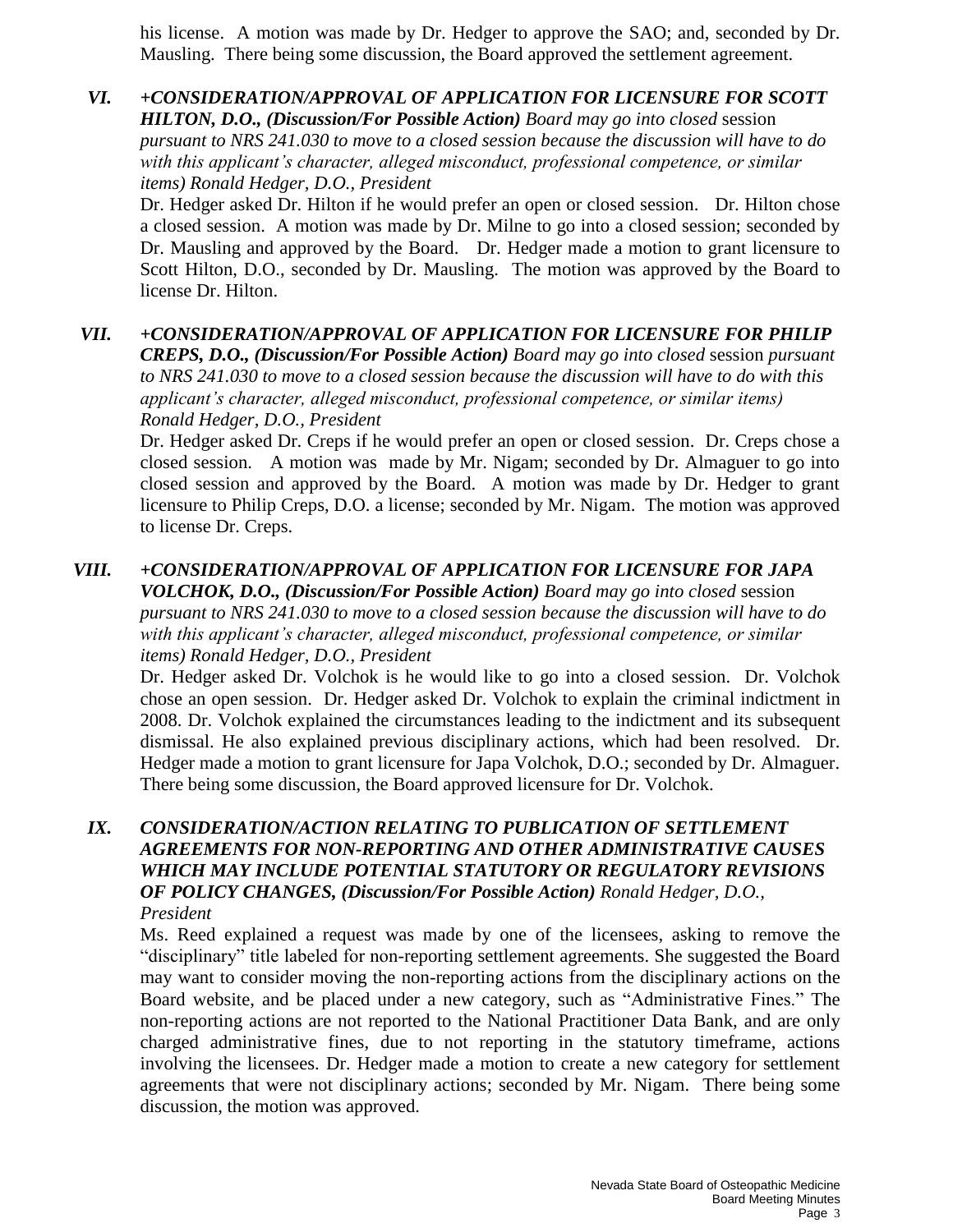his license. A motion was made by Dr. Hedger to approve the SAO; and, seconded by Dr. Mausling. There being some discussion, the Board approved the settlement agreement.

**VI.** ***+CONSIDERATION/APPROVAL OF APPLICATION FOR LICENSURE FOR SCOTT HILTON, D.O., (Discussion/For Possible Action)*** *Board may go into closed* session *pursuant to NRS 241.030 to move to a closed session because the discussion will have to do with this applicant's character, alleged misconduct, professional competence, or similar items) Ronald Hedger, D.O., President*

Dr. Hedger asked Dr. Hilton if he would prefer an open or closed session. Dr. Hilton chose a closed session. A motion was made by Dr. Milne to go into a closed session; seconded by Dr. Mausling and approved by the Board. Dr. Hedger made a motion to grant licensure to Scott Hilton, D.O., seconded by Dr. Mausling. The motion was approved by the Board to license Dr. Hilton.

**VII.** ***+CONSIDERATION/APPROVAL OF APPLICATION FOR LICENSURE FOR PHILIP CREPS, D.O., (Discussion/For Possible Action)*** *Board may go into closed* session *pursuant to NRS 241.030 to move to a closed session because the discussion will have to do with this applicant's character, alleged misconduct, professional competence, or similar items) Ronald Hedger, D.O., President*

Dr. Hedger asked Dr. Creps if he would prefer an open or closed session. Dr. Creps chose a closed session. A motion was made by Mr. Nigam; seconded by Dr. Almaguer to go into closed session and approved by the Board. A motion was made by Dr. Hedger to grant licensure to Philip Creps, D.O. a license; seconded by Mr. Nigam. The motion was approved to license Dr. Creps.

**VIII.** ***+CONSIDERATION/APPROVAL OF APPLICATION FOR LICENSURE FOR JAPA VOLCHOK, D.O., (Discussion/For Possible Action)*** *Board may go into closed* session *pursuant to NRS 241.030 to move to a closed session because the discussion will have to do with this applicant's character, alleged misconduct, professional competence, or similar items) Ronald Hedger, D.O., President*

Dr. Hedger asked Dr. Volchok is he would like to go into a closed session. Dr. Volchok chose an open session. Dr. Hedger asked Dr. Volchok to explain the criminal indictment in 2008. Dr. Volchok explained the circumstances leading to the indictment and its subsequent dismissal. He also explained previous disciplinary actions, which had been resolved. Dr. Hedger made a motion to grant licensure for Japa Volchok, D.O.; seconded by Dr. Almaguer. There being some discussion, the Board approved licensure for Dr. Volchok.

**IX.** ***CONSIDERATION/ACTION RELATING TO PUBLICATION OF SETTLEMENT AGREEMENTS FOR NON-REPORTING AND OTHER ADMINISTRATIVE CAUSES WHICH MAY INCLUDE POTENTIAL STATUTORY OR REGULATORY REVISIONS OF POLICY CHANGES, (Discussion/For Possible Action)*** *Ronald Hedger, D.O., President*

Ms. Reed explained a request was made by one of the licensees, asking to remove the "disciplinary" title labeled for non-reporting settlement agreements. She suggested the Board may want to consider moving the non-reporting actions from the disciplinary actions on the Board website, and be placed under a new category, such as "Administrative Fines." The non-reporting actions are not reported to the National Practitioner Data Bank, and are only charged administrative fines, due to not reporting in the statutory timeframe, actions involving the licensees. Dr. Hedger made a motion to create a new category for settlement agreements that were not disciplinary actions; seconded by Mr. Nigam. There being some discussion, the motion was approved.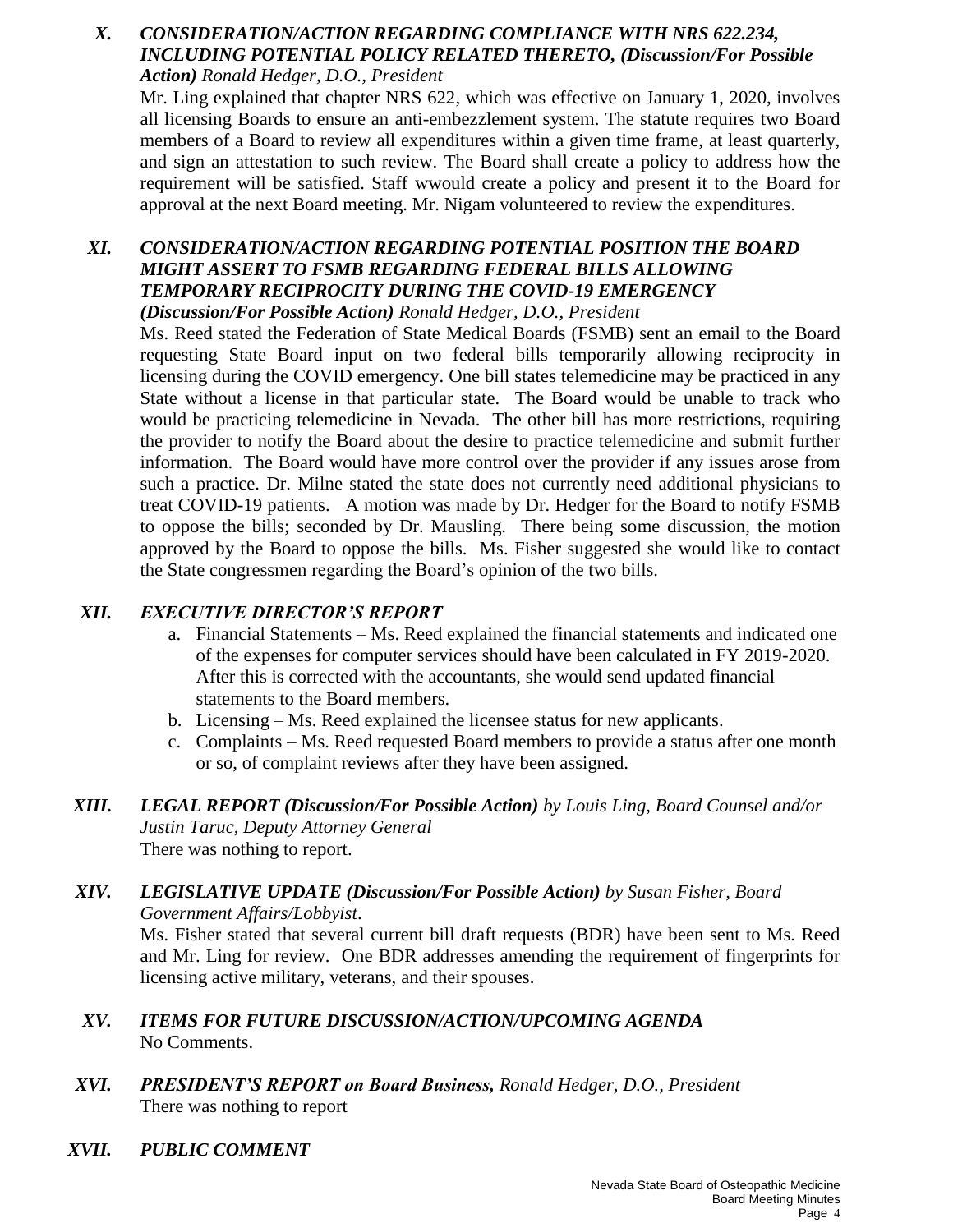## *X. CONSIDERATION/ACTION REGARDING COMPLIANCE WITH NRS 622.234, INCLUDING POTENTIAL POLICY RELATED THERETO, (Discussion/For Possible Action) Ronald Hedger, D.O., President*

Mr. Ling explained that chapter NRS 622, which was effective on January 1, 2020, involves all licensing Boards to ensure an anti-embezzlement system. The statute requires two Board members of a Board to review all expenditures within a given time frame, at least quarterly, and sign an attestation to such review. The Board shall create a policy to address how the requirement will be satisfied. Staff wwould create a policy and present it to the Board for approval at the next Board meeting. Mr. Nigam volunteered to review the expenditures.

## *XI. CONSIDERATION/ACTION REGARDING POTENTIAL POSITION THE BOARD MIGHT ASSERT TO FSMB REGARDING FEDERAL BILLS ALLOWING TEMPORARY RECIPROCITY DURING THE COVID-19 EMERGENCY (Discussion/For Possible Action) Ronald Hedger, D.O., President*

Ms. Reed stated the Federation of State Medical Boards (FSMB) sent an email to the Board requesting State Board input on two federal bills temporarily allowing reciprocity in licensing during the COVID emergency. One bill states telemedicine may be practiced in any State without a license in that particular state. The Board would be unable to track who would be practicing telemedicine in Nevada. The other bill has more restrictions, requiring the provider to notify the Board about the desire to practice telemedicine and submit further information. The Board would have more control over the provider if any issues arose from such a practice. Dr. Milne stated the state does not currently need additional physicians to treat COVID-19 patients. A motion was made by Dr. Hedger for the Board to notify FSMB to oppose the bills; seconded by Dr. Mausling. There being some discussion, the motion approved by the Board to oppose the bills. Ms. Fisher suggested she would like to contact the State congressmen regarding the Board's opinion of the two bills.

## *XII. EXECUTIVE DIRECTOR'S REPORT*

a. Financial Statements – Ms. Reed explained the financial statements and indicated one of the expenses for computer services should have been calculated in FY 2019-2020. After this is corrected with the accountants, she would send updated financial statements to the Board members.
b. Licensing – Ms. Reed explained the licensee status for new applicants.
c. Complaints – Ms. Reed requested Board members to provide a status after one month or so, of complaint reviews after they have been assigned.

## *XIII. LEGAL REPORT (Discussion/For Possible Action) by Louis Ling, Board Counsel and/or Justin Taruc, Deputy Attorney General*

There was nothing to report.

## *XIV. LEGISLATIVE UPDATE (Discussion/For Possible Action) by Susan Fisher, Board Government Affairs/Lobbyist.*

Ms. Fisher stated that several current bill draft requests (BDR) have been sent to Ms. Reed and Mr. Ling for review. One BDR addresses amending the requirement of fingerprints for licensing active military, veterans, and their spouses.

## *XV. ITEMS FOR FUTURE DISCUSSION/ACTION/UPCOMING AGENDA*

No Comments.

## *XVI. PRESIDENT'S REPORT on Board Business, Ronald Hedger, D.O., President*

There was nothing to report

## *XVII. PUBLIC COMMENT*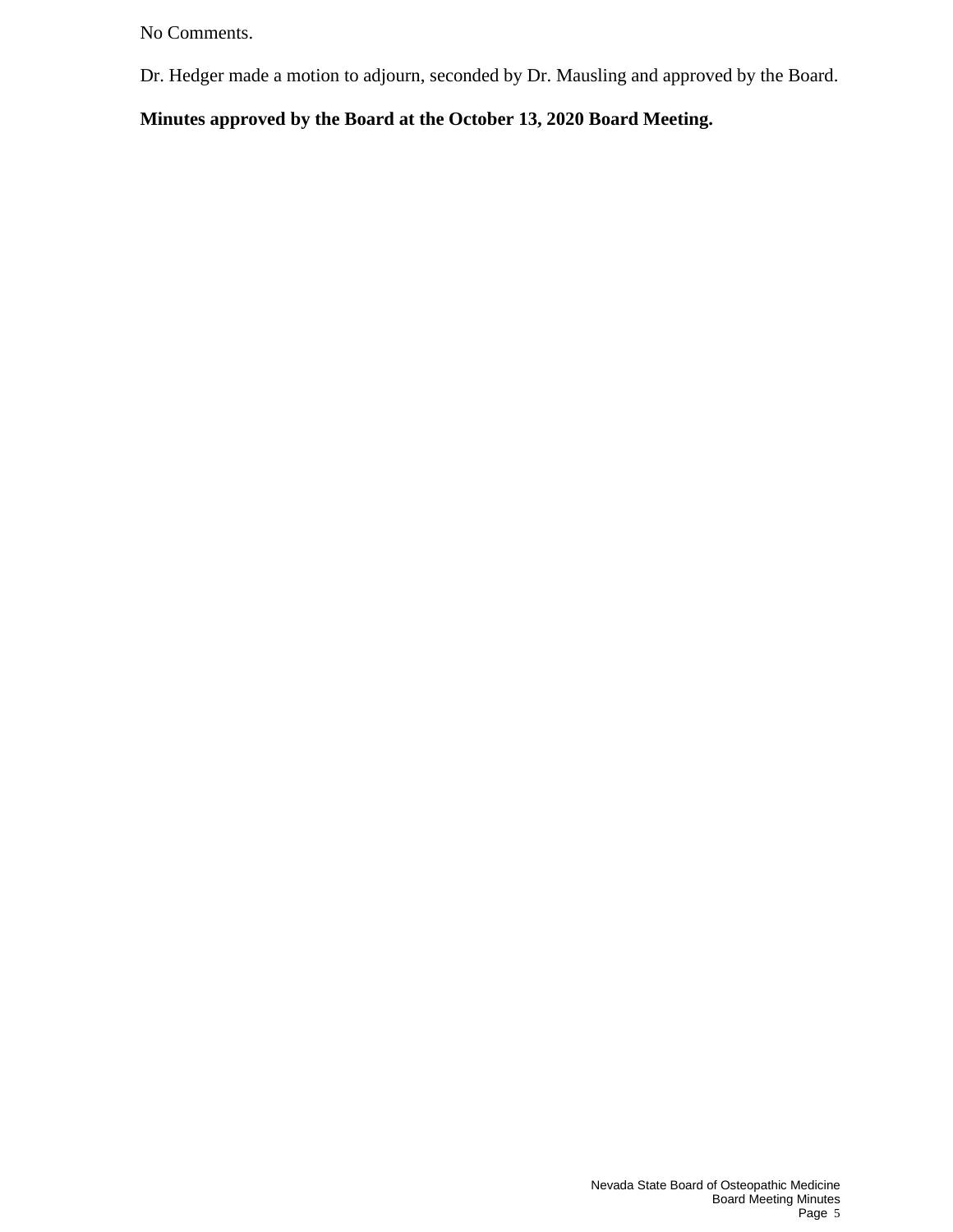No Comments.

Dr. Hedger made a motion to adjourn, seconded by Dr. Mausling and approved by the Board.

**Minutes approved by the Board at the October 13, 2020 Board Meeting.**